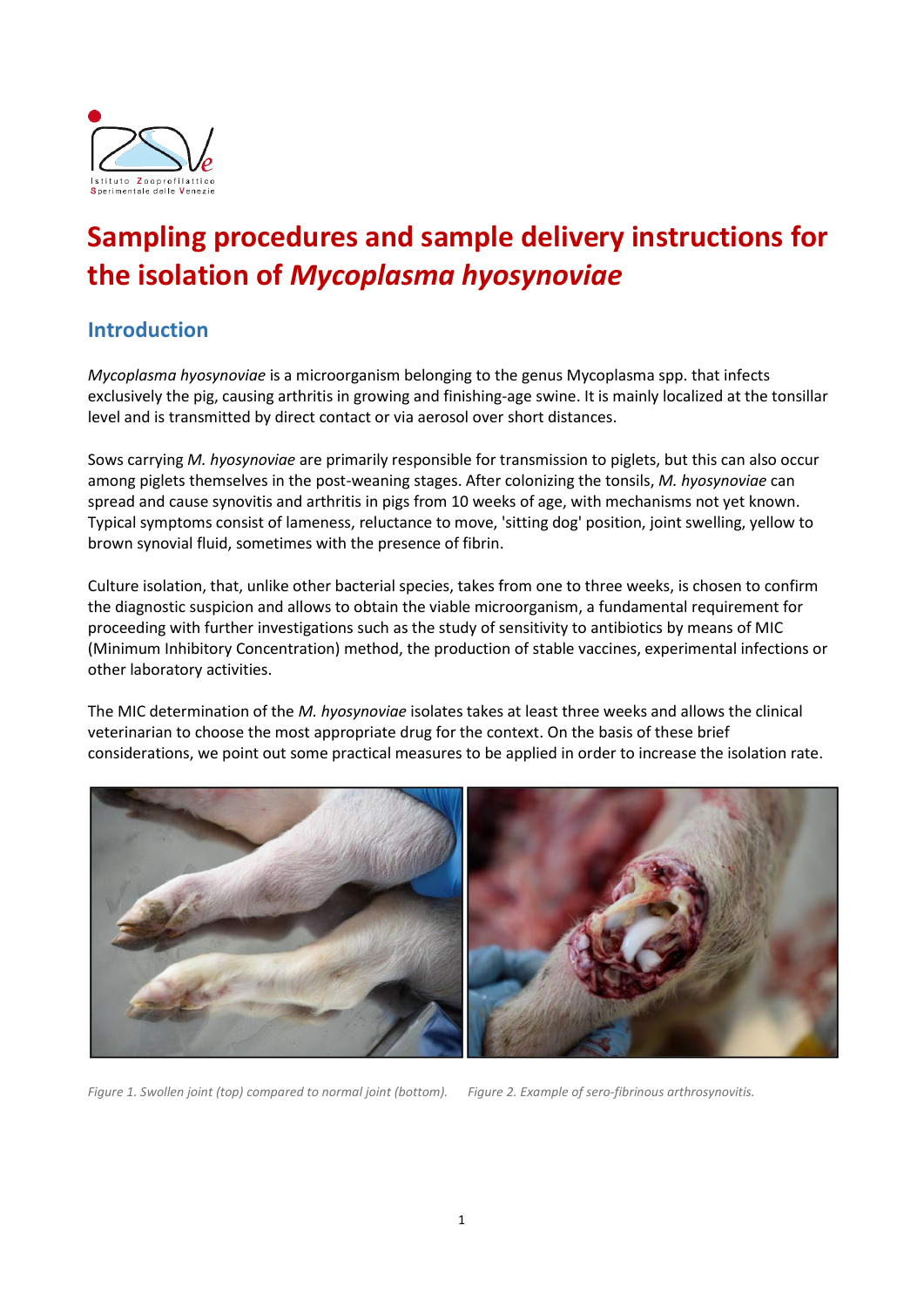# Sampling procedures and sample delivery instructions for the isolation of *Mycoplasma hyosynoviae*

## Introduction

*Mycoplasma hyosynoviae* is a microorganism belonging to the genus Mycoplasma spp. that infects exclusively the pig, causing arthritis in growing and finishing-age swine. It is mainly localized at the tonsillar level and is transmitted by direct contact or via aerosol over short distances.

Sows carrying *M. hyosynoviae* are primarily responsible for transmission to piglets, but this can also occur among piglets themselves in the post-weaning stages. After colonizing the tonsils, *M. hyosynoviae* can spread and cause synovitis and arthritis in pigs from 10 weeks of age, with mechanisms not yet known. Typical symptoms consist of lameness, reluctance to move, 'sitting dog' position, joint swelling, yellow to brown synovial fluid, sometimes with the presence of fibrin.

Culture isolation, that, unlike other bacterial species, takes from one to three weeks, is chosen to confirm the diagnostic suspicion and allows to obtain the viable microorganism, a fundamental requirement for proceeding with further investigations such as the study of sensitivity to antibiotics by means of MIC (Minimum Inhibitory Concentration) method, the production of stable vaccines, experimental infections or other laboratory activities.

The MIC determination of the *M. hyosynoviae* isolates takes at least three weeks and allows the clinical veterinarian to choose the most appropriate drug for the context. On the basis of these brief considerations, we point out some practical measures to be applied in order to increase the isolation rate.

*Figure 1. Swollen joint (top) compared to normal joint (bottom).*

*Figure 2. Example of sero-fibrinous arthrosynovitis.*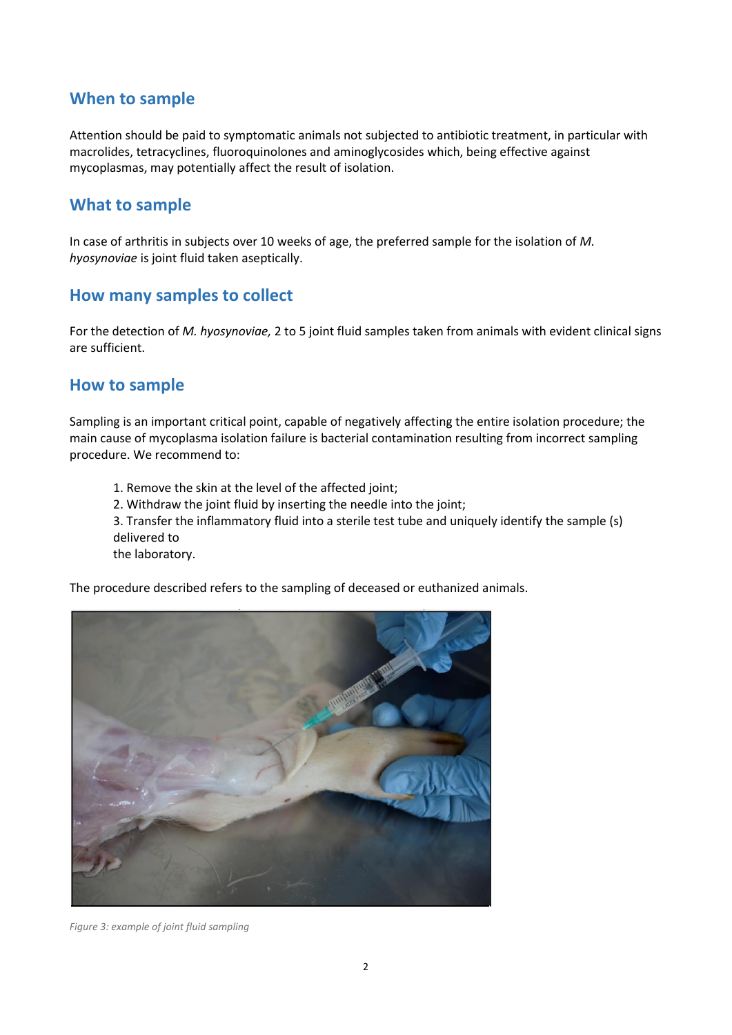## When to sample

Attention should be paid to symptomatic animals not subjected to antibiotic treatment, in particular with macrolides, tetracyclines, fluoroquinolones and aminoglycosides which, being effective against mycoplasmas, may potentially affect the result of isolation.

## What to sample

In case of arthritis in subjects over 10 weeks of age, the preferred sample for the isolation of *M. hyosynoviae* is joint fluid taken aseptically.

## How many samples to collect

For the detection of *M. hyosynoviae,* 2 to 5 joint fluid samples taken from animals with evident clinical signs are sufficient.

## How to sample

Sampling is an important critical point, capable of negatively affecting the entire isolation procedure; the main cause of mycoplasma isolation failure is bacterial contamination resulting from incorrect sampling procedure. We recommend to:

1. Remove the skin at the level of the affected joint;
2. Withdraw the joint fluid by inserting the needle into the joint;
3. Transfer the inflammatory fluid into a sterile test tube and uniquely identify the sample (s) delivered to the laboratory.

The procedure described refers to the sampling of deceased or euthanized animals.

*Figure 3: example of joint fluid sampling*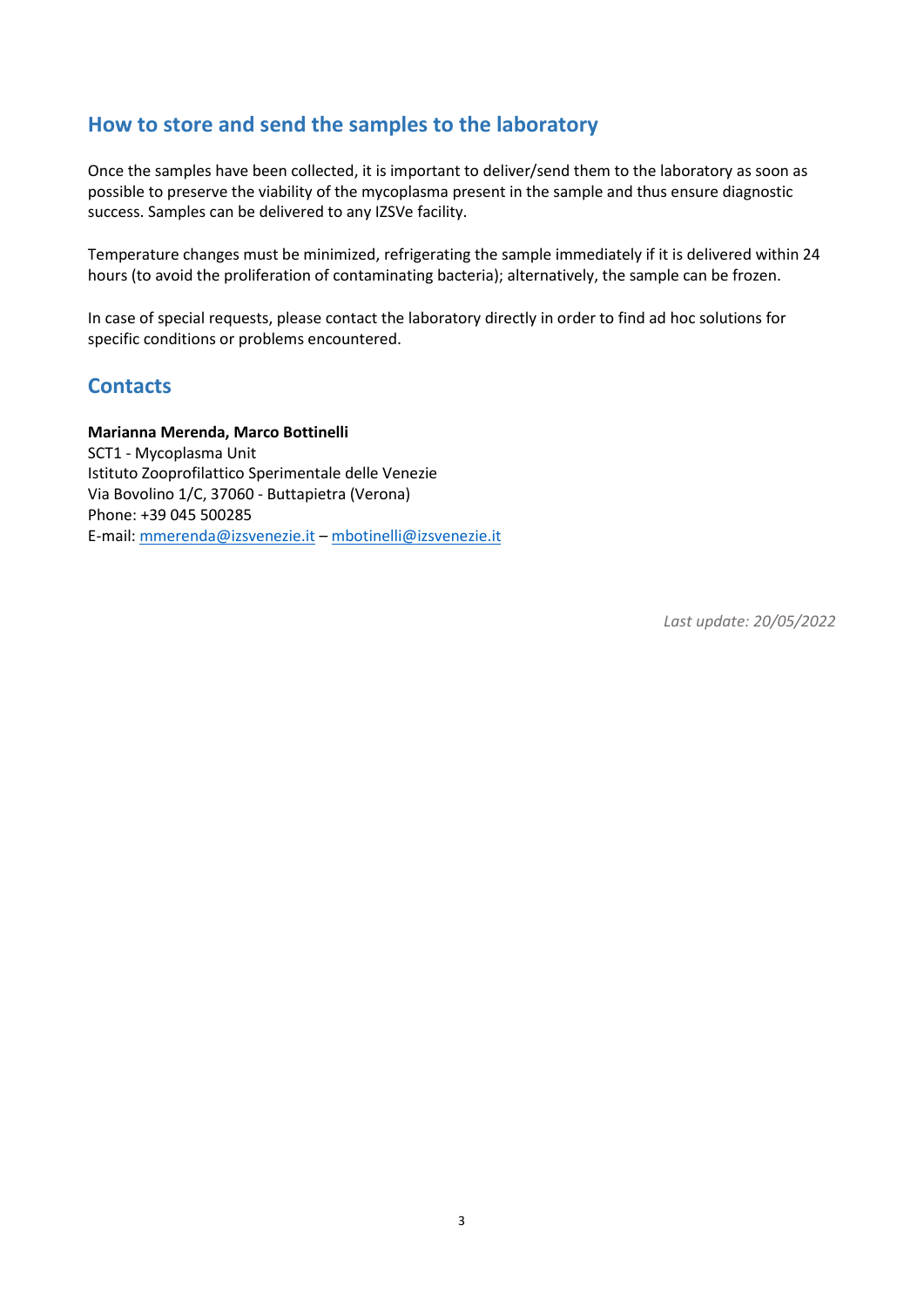## How to store and send the samples to the laboratory

Once the samples have been collected, it is important to deliver/send them to the laboratory as soon as possible to preserve the viability of the mycoplasma present in the sample and thus ensure diagnostic success. Samples can be delivered to any IZSVe facility.

Temperature changes must be minimized, refrigerating the sample immediately if it is delivered within 24 hours (to avoid the proliferation of contaminating bacteria); alternatively, the sample can be frozen.

In case of special requests, please contact the laboratory directly in order to find ad hoc solutions for specific conditions or problems encountered.

## Contacts

**Marianna Merenda, Marco Bottinelli**
SCT1 - Mycoplasma Unit
Istituto Zooprofilattico Sperimentale delle Venezie
Via Bovolino 1/C, 37060 - Buttapietra (Verona)
Phone: +39 045 500285
E-mail: mmerenda@izsvenezie.it – mbotinelli@izsvenezie.it

*Last update: 20/05/2022*